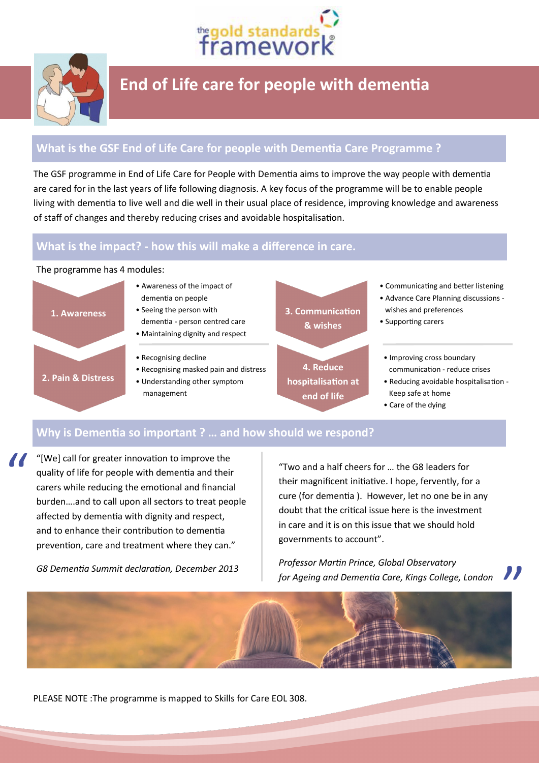the gold standards framework®

# End of Life care for people with dementia

## What is the GSF End of Life Care for people with Dementia Care Programme ?

The GSF programme in End of Life Care for People with Dementia aims to improve the way people with dementia are cared for in the last years of life following diagnosis. A key focus of the programme will be to enable people living with dementia to live well and die well in their usual place of residence, improving knowledge and awareness of staff of changes and thereby reducing crises and avoidable hospitalisation.

## What is the impact? - how this will make a difference in care.

The programme has 4 modules:

**1. Awareness**

- Awareness of the impact of dementia on people
- Seeing the person with dementia - person centred care
- Maintaining dignity and respect

**2. Pain & Distress**

- Recognising decline
- Recognising masked pain and distress
- Understanding other symptom management

**3. Communication & wishes**

- Communicating and better listening
- Advance Care Planning discussions - wishes and preferences
- Supporting carers

**4. Reduce hospitalisation at end of life**

- Improving cross boundary communication - reduce crises
- Reducing avoidable hospitalisation - Keep safe at home
- Care of the dying

## Why is Dementia so important ? … and how should we respond?

"[We] call for greater innovation to improve the quality of life for people with dementia and their carers while reducing the emotional and financial burden….and to call upon all sectors to treat people affected by dementia with dignity and respect, and to enhance their contribution to dementia prevention, care and treatment where they can."

*G8 Dementia Summit declaration, December 2013*

"Two and a half cheers for … the G8 leaders for their magnificent initiative. I hope, fervently, for a cure (for dementia ). However, let no one be in any doubt that the critical issue here is the investment in care and it is on this issue that we should hold governments to account".

*Professor Martin Prince, Global Observatory for Ageing and Dementia Care, Kings College, London*

PLEASE NOTE :The programme is mapped to Skills for Care EOL 308.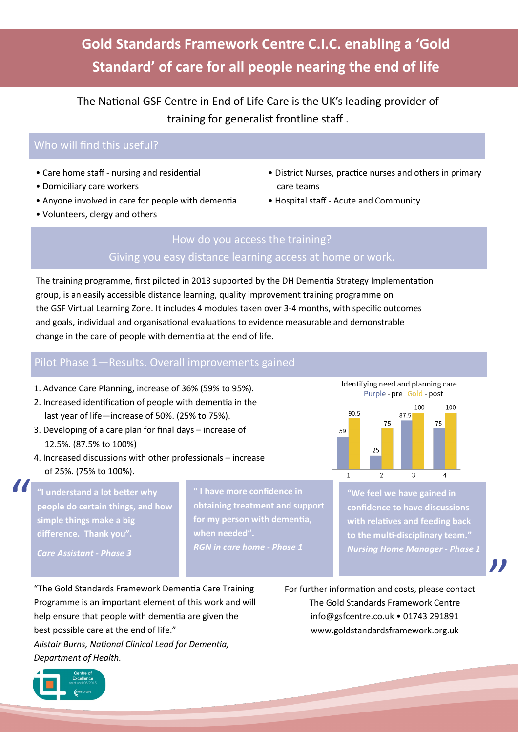# Gold Standards Framework Centre C.I.C. enabling a 'Gold Standard' of care for all people nearing the end of life

The National GSF Centre in End of Life Care is the UK's leading provider of training for generalist frontline staff .

## Who will find this useful?

- Care home staff - nursing and residential
- Domiciliary care workers
- Anyone involved in care for people with dementia
- Volunteers, clergy and others
- District Nurses, practice nurses and others in primary care teams
- Hospital staff - Acute and Community

## How do you access the training?

## Giving you easy distance learning access at home or work.

The training programme, first piloted in 2013 supported by the DH Dementia Strategy Implementation group, is an easily accessible distance learning, quality improvement training programme on the GSF Virtual Learning Zone. It includes 4 modules taken over 3-4 months, with specific outcomes and goals, individual and organisational evaluations to evidence measurable and demonstrable change in the care of people with dementia at the end of life.

## Pilot Phase 1—Results. Overall improvements gained

1. Advance Care Planning, increase of 36% (59% to 95%).
2. Increased identification of people with dementia in the last year of life—increase of 50%. (25% to 75%).
3. Developing of a care plan for final days – increase of 12.5%. (87.5% to 100%)
4. Increased discussions with other professionals – increase of 25%. (75% to 100%).

Identifying need and planning care

Purple - pre Gold - post

59
90.5
25
75
87.5
100
75
100

1
2
3
4

**"I understand a lot better why people do certain things, and how simple things make a big difference. Thank you".**

***Care Assistant - Phase 3***

**" I have more confidence in obtaining treatment and support for my person with dementia, when needed".**

***RGN in care home - Phase 1***

**"We feel we have gained in confidence to have discussions with relatives and feeding back to the multi-disciplinary team."**

***Nursing Home Manager - Phase 1***

"The Gold Standards Framework Dementia Care Training Programme is an important element of this work and will help ensure that people with dementia are given the best possible care at the end of life."

*Alistair Burns, National Clinical Lead for Dementia, Department of Health.*

For further information and costs, please contact

The Gold Standards Framework Centre

info@gsfcentre.co.uk • 01743 291891

www.goldstandardsframework.org.uk

Centre of Excellence

Valid until 05/2015

skills for care